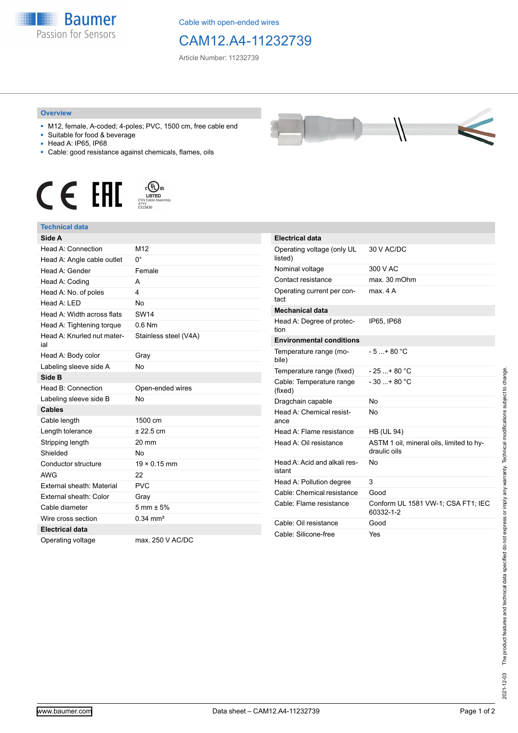Cable with open-ended wires

# CAM12.A4-11232739

Article Number: 11232739

## Overview

- M12, female, A-coded; 4-poles; PVC, 1500 cm, free cable end
- Suitable for food & beverage
- Head A: IP65, IP68
- Cable: good resistance against chemicals, flames, oils

## Technical data

| Side A | |
|---|---|
| Head A: Connection | M12 |
| Head A: Angle cable outlet | 0° |
| Head A: Gender | Female |
| Head A: Coding | A |
| Head A: No. of poles | 4 |
| Head A: LED | No |
| Head A: Width across flats | SW14 |
| Head A: Tightening torque | 0.6 Nm |
| Head A: Knurled nut material | Stainless steel (V4A) |
| Head A: Body color | Gray |
| Labeling sleeve side A | No |
| **Side B** | |
| Head B: Connection | Open-ended wires |
| Labeling sleeve side B | No |
| **Cables** | |
| Cable length | 1500 cm |
| Length tolerance | ± 22.5 cm |
| Stripping length | 20 mm |
| Shielded | No |
| Conductor structure | 19 × 0.15 mm |
| AWG | 22 |
| External sheath: Material | PVC |
| External sheath: Color | Gray |
| Cable diameter | 5 mm ± 5% |
| Wire cross section | 0.34 mm² |
| **Electrical data** | |
| Operating voltage | max. 250 V AC/DC |

| Electrical data | |
|---|---|
| Operating voltage (only UL listed) | 30 V AC/DC |
| Nominal voltage | 300 V AC |
| Contact resistance | max. 30 mOhm |
| Operating current per contact | max. 4 A |
| **Mechanical data** | |
| Head A: Degree of protection | IP65, IP68 |
| **Environmental conditions** | |
| Temperature range (mobile) | - 5 ...+ 80 °C |
| Temperature range (fixed) | - 25 ...+ 80 °C |
| Cable: Temperature range (fixed) | - 30 ...+ 80 °C |
| Dragchain capable | No |
| Head A: Chemical resistance | No |
| Head A: Flame resistance | HB (UL 94) |
| Head A: Oil resistance | ASTM 1 oil, mineral oils, limited to hydraulic oils |
| Head A: Acid and alkali resistant | No |
| Head A: Pollution degree | 3 |
| Cable: Chemical resistance | Good |
| Cable: Flame resistance | Conform UL 1581 VW-1; CSA FT1; IEC 60332-1-2 |
| Cable: Oil resistance | Good |
| Cable: Silicone-free | Yes |

2021-12-03 The product features and technical data specified do not express or imply any warranty. Technical modifications subject to change.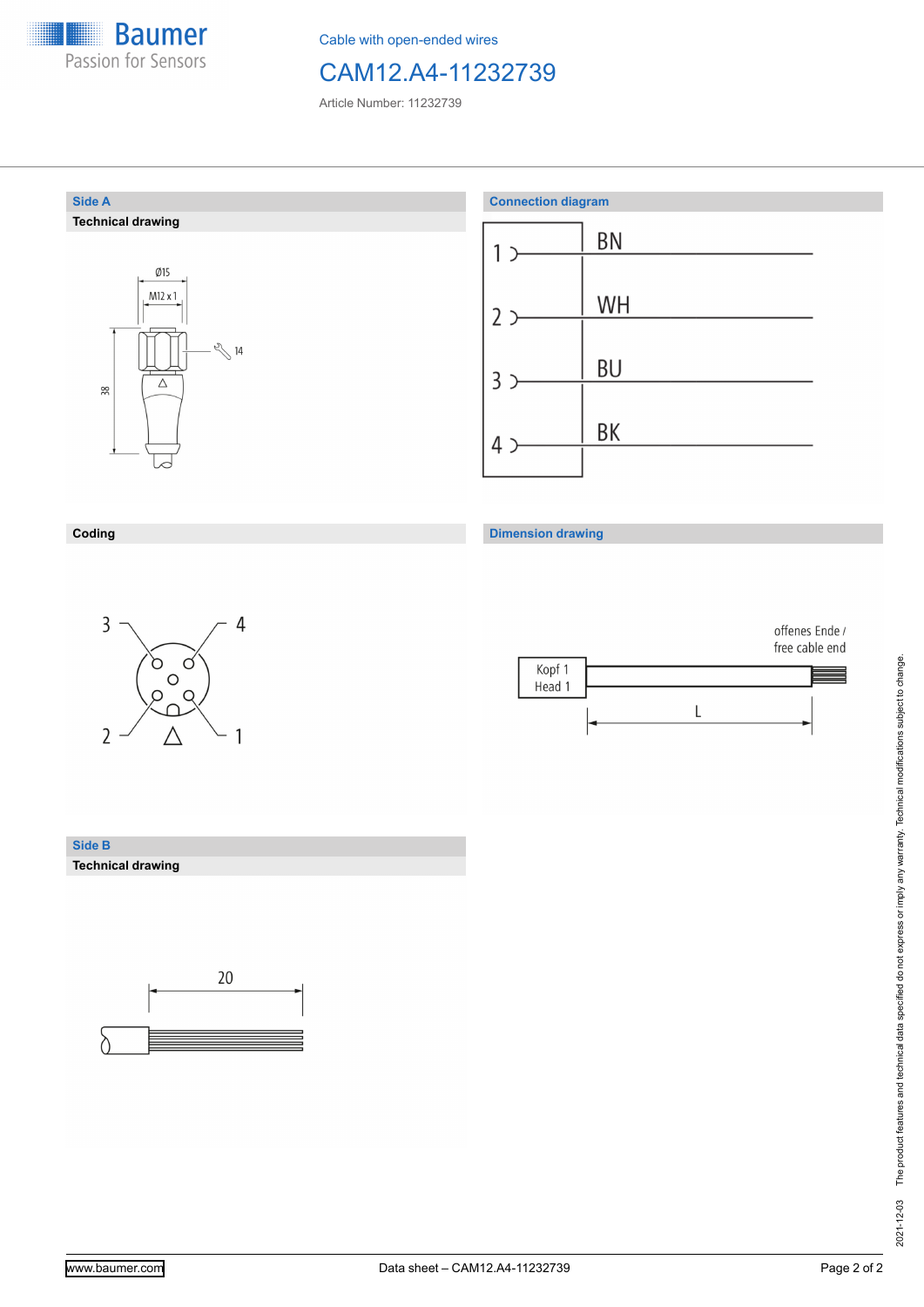Cable with open-ended wires

# CAM12.A4-11232739

Article Number: 11232739

## Side A

### Technical drawing

Ø15

M12 x 1

14

38

## Connection diagram

1 BN

2 WH

3 BU

4 BK

### Coding

3 4

2 1

## Dimension drawing

offenes Ende / free cable end

Kopf 1 Head 1

L

## Side B

### Technical drawing

20

The product features and technical data specified do not express or imply any warranty. Technical modifications subject to change.

2021-12-03

www.baumer.com

Data sheet – CAM12.A4-11232739